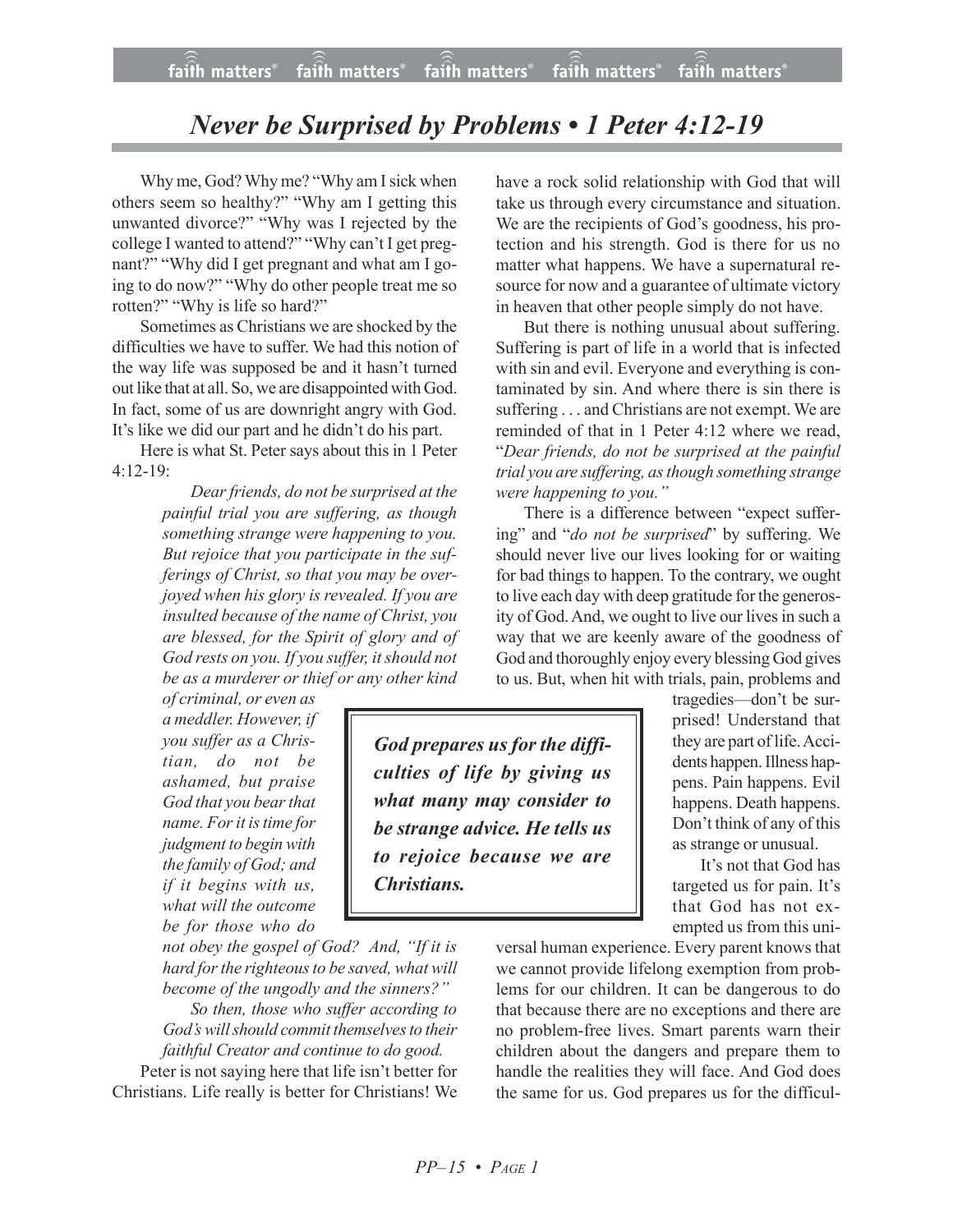# *Never be Surprised by Problems • 1 Peter 4:12-19*

Why me, God? Why me? "Why am I sick when others seem so healthy?" "Why am I getting this unwanted divorce?" "Why was I rejected by the college I wanted to attend?" "Why can't I get pregnant?" "Why did I get pregnant and what am I going to do now?" "Why do other people treat me so rotten?" "Why is life so hard?"

Sometimes as Christians we are shocked by the difficulties we have to suffer. We had this notion of the way life was supposed be and it hasn't turned out like that at all. So, we are disappointed with God. In fact, some of us are downright angry with God. It's like we did our part and he didn't do his part.

Here is what St. Peter says about this in 1 Peter 4:12-19:

> *Dear friends, do not be surprised at the painful trial you are suffering, as though something strange were happening to you. But rejoice that you participate in the sufferings of Christ, so that you may be overjoyed when his glory is revealed. If you are insulted because of the name of Christ, you are blessed, for the Spirit of glory and of God rests on you. If you suffer, it should not be as a murderer or thief or any other kind of criminal, or even as a meddler. However, if you suffer as a Christian, do not be ashamed, but praise God that you bear that name. For it is time for judgment to begin with the family of God; and if it begins with us, what will the outcome be for those who do not obey the gospel of God? And, "If it is hard for the righteous to be saved, what will become of the ungodly and the sinners?"*
>
> *So then, those who suffer according to God's will should commit themselves to their faithful Creator and continue to do good.*

Peter is not saying here that life isn't better for Christians. Life really is better for Christians! We have a rock solid relationship with God that will take us through every circumstance and situation. We are the recipients of God's goodness, his protection and his strength. God is there for us no matter what happens. We have a supernatural resource for now and a guarantee of ultimate victory in heaven that other people simply do not have.

But there is nothing unusual about suffering. Suffering is part of life in a world that is infected with sin and evil. Everyone and everything is contaminated by sin. And where there is sin there is suffering . . . and Christians are not exempt. We are reminded of that in 1 Peter 4:12 where we read, "*Dear friends, do not be surprised at the painful trial you are suffering, as though something strange were happening to you.*"

There is a difference between "expect suffering" and "*do not be surprised*" by suffering. We should never live our lives looking for or waiting for bad things to happen. To the contrary, we ought to live each day with deep gratitude for the generosity of God. And, we ought to live our lives in such a way that we are keenly aware of the goodness of God and thoroughly enjoy every blessing God gives to us. But, when hit with trials, pain, problems and tragedies—don't be surprised! Understand that they are part of life. Accidents happen. Illness happens. Pain happens. Evil happens. Death happens. Don't think of any of this as strange or unusual.

> ***God prepares us for the difficulties of life by giving us what many may consider to be strange advice. He tells us to rejoice because we are Christians.***

It's not that God has targeted us for pain. It's that God has not exempted us from this universal human experience. Every parent knows that we cannot provide lifelong exemption from problems for our children. It can be dangerous to do that because there are no exceptions and there are no problem-free lives. Smart parents warn their children about the dangers and prepare them to handle the realities they will face. And God does the same for us. God prepares us for the difficul-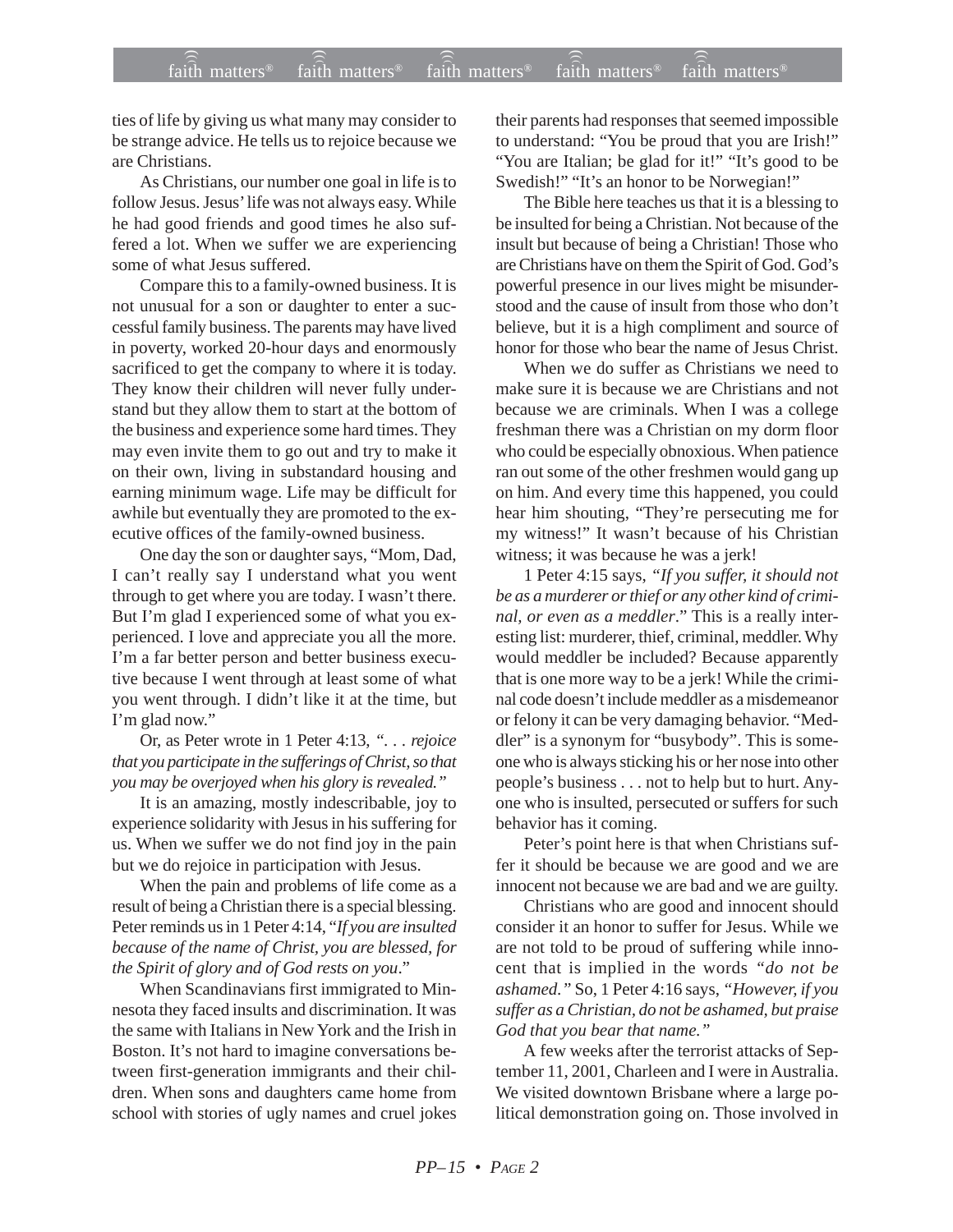ties of life by giving us what many may consider to be strange advice. He tells us to rejoice because we are Christians.

As Christians, our number one goal in life is to follow Jesus. Jesus' life was not always easy. While he had good friends and good times he also suffered a lot. When we suffer we are experiencing some of what Jesus suffered.

Compare this to a family-owned business. It is not unusual for a son or daughter to enter a successful family business. The parents may have lived in poverty, worked 20-hour days and enormously sacrificed to get the company to where it is today. They know their children will never fully understand but they allow them to start at the bottom of the business and experience some hard times. They may even invite them to go out and try to make it on their own, living in substandard housing and earning minimum wage. Life may be difficult for awhile but eventually they are promoted to the executive offices of the family-owned business.

One day the son or daughter says, "Mom, Dad, I can't really say I understand what you went through to get where you are today. I wasn't there. But I'm glad I experienced some of what you experienced. I love and appreciate you all the more. I'm a far better person and better business executive because I went through at least some of what you went through. I didn't like it at the time, but I'm glad now."

Or, as Peter wrote in 1 Peter 4:13, *". . . rejoice that you participate in the sufferings of Christ, so that you may be overjoyed when his glory is revealed."*

It is an amazing, mostly indescribable, joy to experience solidarity with Jesus in his suffering for us. When we suffer we do not find joy in the pain but we do rejoice in participation with Jesus.

When the pain and problems of life come as a result of being a Christian there is a special blessing. Peter reminds us in 1 Peter 4:14, "*If you are insulted because of the name of Christ, you are blessed, for the Spirit of glory and of God rests on you*."

When Scandinavians first immigrated to Minnesota they faced insults and discrimination. It was the same with Italians in New York and the Irish in Boston. It's not hard to imagine conversations between first-generation immigrants and their children. When sons and daughters came home from school with stories of ugly names and cruel jokes their parents had responses that seemed impossible to understand: "You be proud that you are Irish!" "You are Italian; be glad for it!" "It's good to be Swedish!" "It's an honor to be Norwegian!"

The Bible here teaches us that it is a blessing to be insulted for being a Christian. Not because of the insult but because of being a Christian! Those who are Christians have on them the Spirit of God. God's powerful presence in our lives might be misunderstood and the cause of insult from those who don't believe, but it is a high compliment and source of honor for those who bear the name of Jesus Christ.

When we do suffer as Christians we need to make sure it is because we are Christians and not because we are criminals. When I was a college freshman there was a Christian on my dorm floor who could be especially obnoxious. When patience ran out some of the other freshmen would gang up on him. And every time this happened, you could hear him shouting, "They're persecuting me for my witness!" It wasn't because of his Christian witness; it was because he was a jerk!

1 Peter 4:15 says, *"If you suffer, it should not be as a murderer or thief or any other kind of criminal, or even as a meddler*." This is a really interesting list: murderer, thief, criminal, meddler. Why would meddler be included? Because apparently that is one more way to be a jerk! While the criminal code doesn't include meddler as a misdemeanor or felony it can be very damaging behavior. "Meddler" is a synonym for "busybody". This is someone who is always sticking his or her nose into other people's business . . . not to help but to hurt. Anyone who is insulted, persecuted or suffers for such behavior has it coming.

Peter's point here is that when Christians suffer it should be because we are good and we are innocent not because we are bad and we are guilty.

Christians who are good and innocent should consider it an honor to suffer for Jesus. While we are not told to be proud of suffering while innocent that is implied in the words *"do not be ashamed."* So, 1 Peter 4:16 says, *"However, if you suffer as a Christian, do not be ashamed, but praise God that you bear that name."*

A few weeks after the terrorist attacks of September 11, 2001, Charleen and I were in Australia. We visited downtown Brisbane where a large political demonstration going on. Those involved in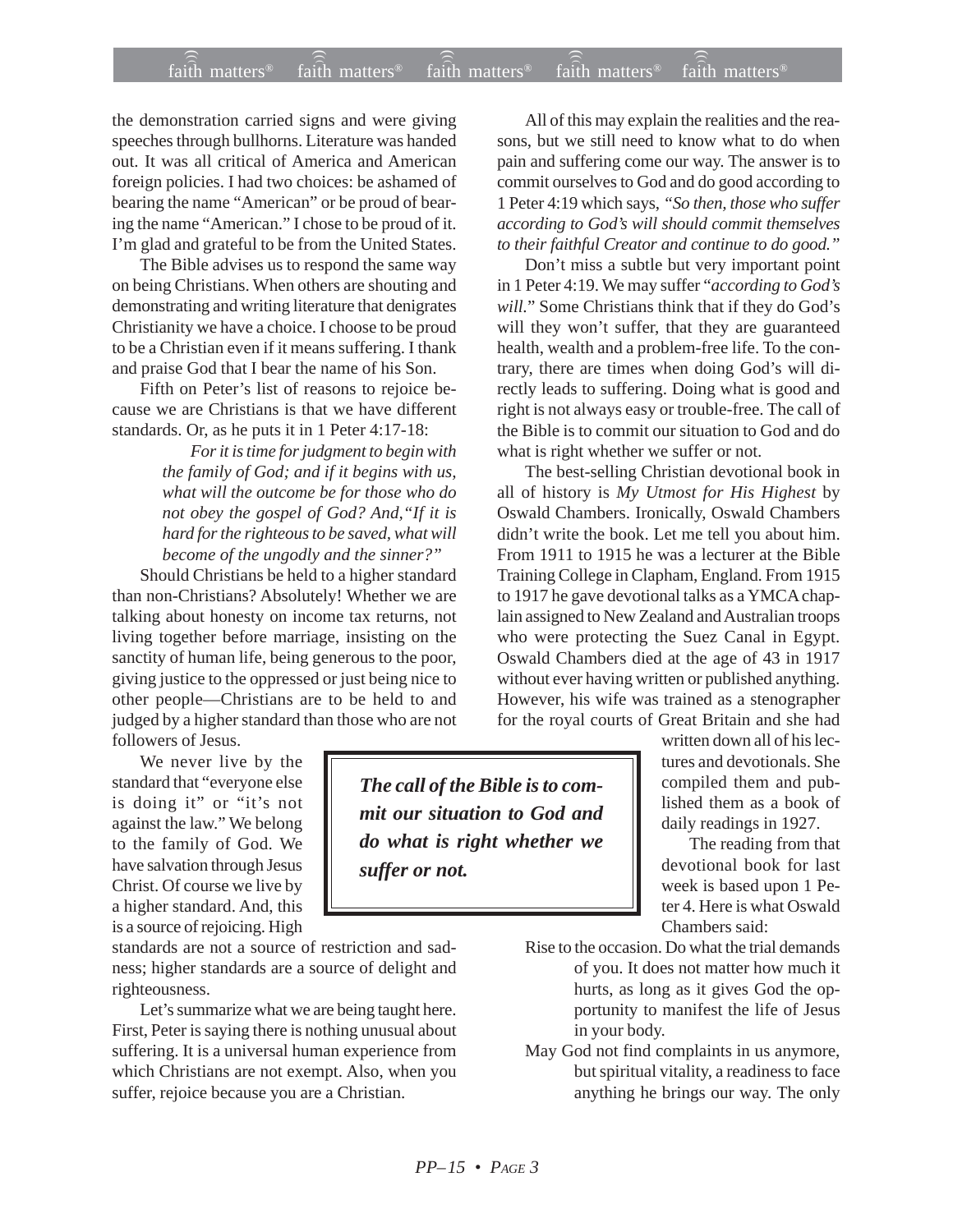the demonstration carried signs and were giving speeches through bullhorns. Literature was handed out. It was all critical of America and American foreign policies. I had two choices: be ashamed of bearing the name "American" or be proud of bearing the name "American." I chose to be proud of it. I'm glad and grateful to be from the United States.

The Bible advises us to respond the same way on being Christians. When others are shouting and demonstrating and writing literature that denigrates Christianity we have a choice. I choose to be proud to be a Christian even if it means suffering. I thank and praise God that I bear the name of his Son.

Fifth on Peter's list of reasons to rejoice because we are Christians is that we have different standards. Or, as he puts it in 1 Peter 4:17-18:

> *For it is time for judgment to begin with the family of God; and if it begins with us, what will the outcome be for those who do not obey the gospel of God? And,"If it is hard for the righteous to be saved, what will become of the ungodly and the sinner?"*

Should Christians be held to a higher standard than non-Christians? Absolutely! Whether we are talking about honesty on income tax returns, not living together before marriage, insisting on the sanctity of human life, being generous to the poor, giving justice to the oppressed or just being nice to other people—Christians are to be held to and judged by a higher standard than those who are not followers of Jesus.

We never live by the standard that "everyone else is doing it" or "it's not against the law." We belong to the family of God. We have salvation through Jesus Christ. Of course we live by a higher standard. And, this is a source of rejoicing. High standards are not a source of restriction and sadness; higher standards are a source of delight and righteousness.

Let's summarize what we are being taught here. First, Peter is saying there is nothing unusual about suffering. It is a universal human experience from which Christians are not exempt. Also, when you suffer, rejoice because you are a Christian.

All of this may explain the realities and the reasons, but we still need to know what to do when pain and suffering come our way. The answer is to commit ourselves to God and do good according to 1 Peter 4:19 which says, *"So then, those who suffer according to God's will should commit themselves to their faithful Creator and continue to do good."*

Don't miss a subtle but very important point in 1 Peter 4:19. We may suffer "*according to God's will*." Some Christians think that if they do God's will they won't suffer, that they are guaranteed health, wealth and a problem-free life. To the contrary, there are times when doing God's will directly leads to suffering. Doing what is good and right is not always easy or trouble-free. The call of the Bible is to commit our situation to God and do what is right whether we suffer or not.

> ***The call of the Bible is to commit our situation to God and do what is right whether we suffer or not.***

The best-selling Christian devotional book in all of history is *My Utmost for His Highest* by Oswald Chambers. Ironically, Oswald Chambers didn't write the book. Let me tell you about him. From 1911 to 1915 he was a lecturer at the Bible Training College in Clapham, England. From 1915 to 1917 he gave devotional talks as a YMCA chaplain assigned to New Zealand and Australian troops who were protecting the Suez Canal in Egypt. Oswald Chambers died at the age of 43 in 1917 without ever having written or published anything. However, his wife was trained as a stenographer for the royal courts of Great Britain and she had written down all of his lectures and devotionals. She compiled them and published them as a book of daily readings in 1927.

The reading from that devotional book for last week is based upon 1 Peter 4. Here is what Oswald Chambers said:

> Rise to the occasion. Do what the trial demands of you. It does not matter how much it hurts, as long as it gives God the opportunity to manifest the life of Jesus in your body.
>
> May God not find complaints in us anymore, but spiritual vitality, a readiness to face anything he brings our way. The only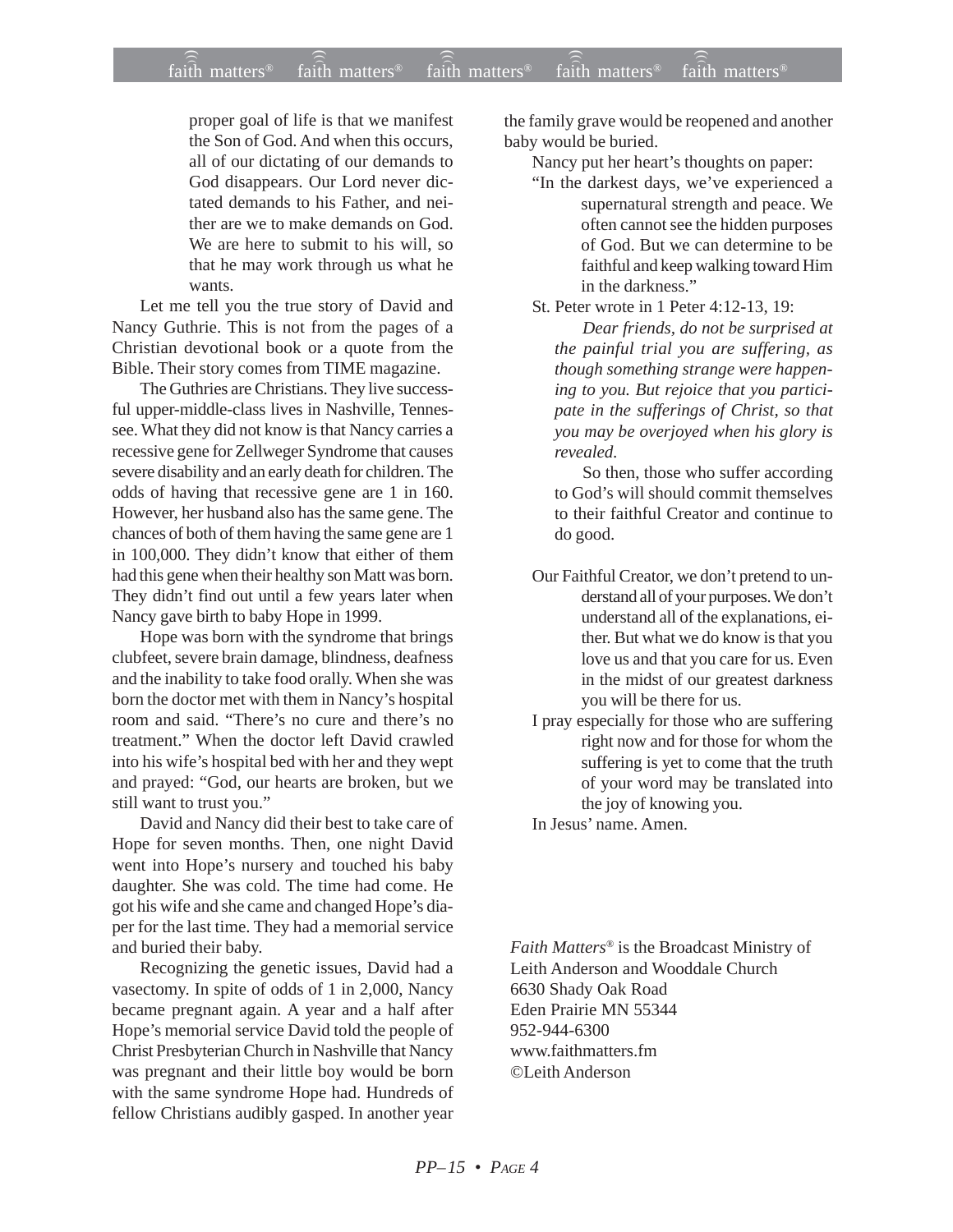> proper goal of life is that we manifest the Son of God. And when this occurs, all of our dictating of our demands to God disappears. Our Lord never dictated demands to his Father, and neither are we to make demands on God. We are here to submit to his will, so that he may work through us what he wants.

Let me tell you the true story of David and Nancy Guthrie. This is not from the pages of a Christian devotional book or a quote from the Bible. Their story comes from TIME magazine.

The Guthries are Christians. They live successful upper-middle-class lives in Nashville, Tennessee. What they did not know is that Nancy carries a recessive gene for Zellweger Syndrome that causes severe disability and an early death for children. The odds of having that recessive gene are 1 in 160. However, her husband also has the same gene. The chances of both of them having the same gene are 1 in 100,000. They didn't know that either of them had this gene when their healthy son Matt was born. They didn't find out until a few years later when Nancy gave birth to baby Hope in 1999.

Hope was born with the syndrome that brings clubfeet, severe brain damage, blindness, deafness and the inability to take food orally. When she was born the doctor met with them in Nancy's hospital room and said. "There's no cure and there's no treatment." When the doctor left David crawled into his wife's hospital bed with her and they wept and prayed: "God, our hearts are broken, but we still want to trust you."

David and Nancy did their best to take care of Hope for seven months. Then, one night David went into Hope's nursery and touched his baby daughter. She was cold. The time had come. He got his wife and she came and changed Hope's diaper for the last time. They had a memorial service and buried their baby.

Recognizing the genetic issues, David had a vasectomy. In spite of odds of 1 in 2,000, Nancy became pregnant again. A year and a half after Hope's memorial service David told the people of Christ Presbyterian Church in Nashville that Nancy was pregnant and their little boy would be born with the same syndrome Hope had. Hundreds of fellow Christians audibly gasped. In another year the family grave would be reopened and another baby would be buried.

Nancy put her heart's thoughts on paper:

"In the darkest days, we've experienced a supernatural strength and peace. We often cannot see the hidden purposes of God. But we can determine to be faithful and keep walking toward Him in the darkness."

St. Peter wrote in 1 Peter 4:12-13, 19:

> *Dear friends, do not be surprised at the painful trial you are suffering, as though something strange were happening to you. But rejoice that you participate in the sufferings of Christ, so that you may be overjoyed when his glory is revealed.*
>
> So then, those who suffer according to God's will should commit themselves to their faithful Creator and continue to do good.

Our Faithful Creator, we don't pretend to understand all of your purposes. We don't understand all of the explanations, either. But what we do know is that you love us and that you care for us. Even in the midst of our greatest darkness you will be there for us.

I pray especially for those who are suffering right now and for those for whom the suffering is yet to come that the truth of your word may be translated into the joy of knowing you.

In Jesus' name. Amen.

*Faith Matters*® is the Broadcast Ministry of
Leith Anderson and Wooddale Church
6630 Shady Oak Road
Eden Prairie MN 55344
952-944-6300
www.faithmatters.fm
©Leith Anderson